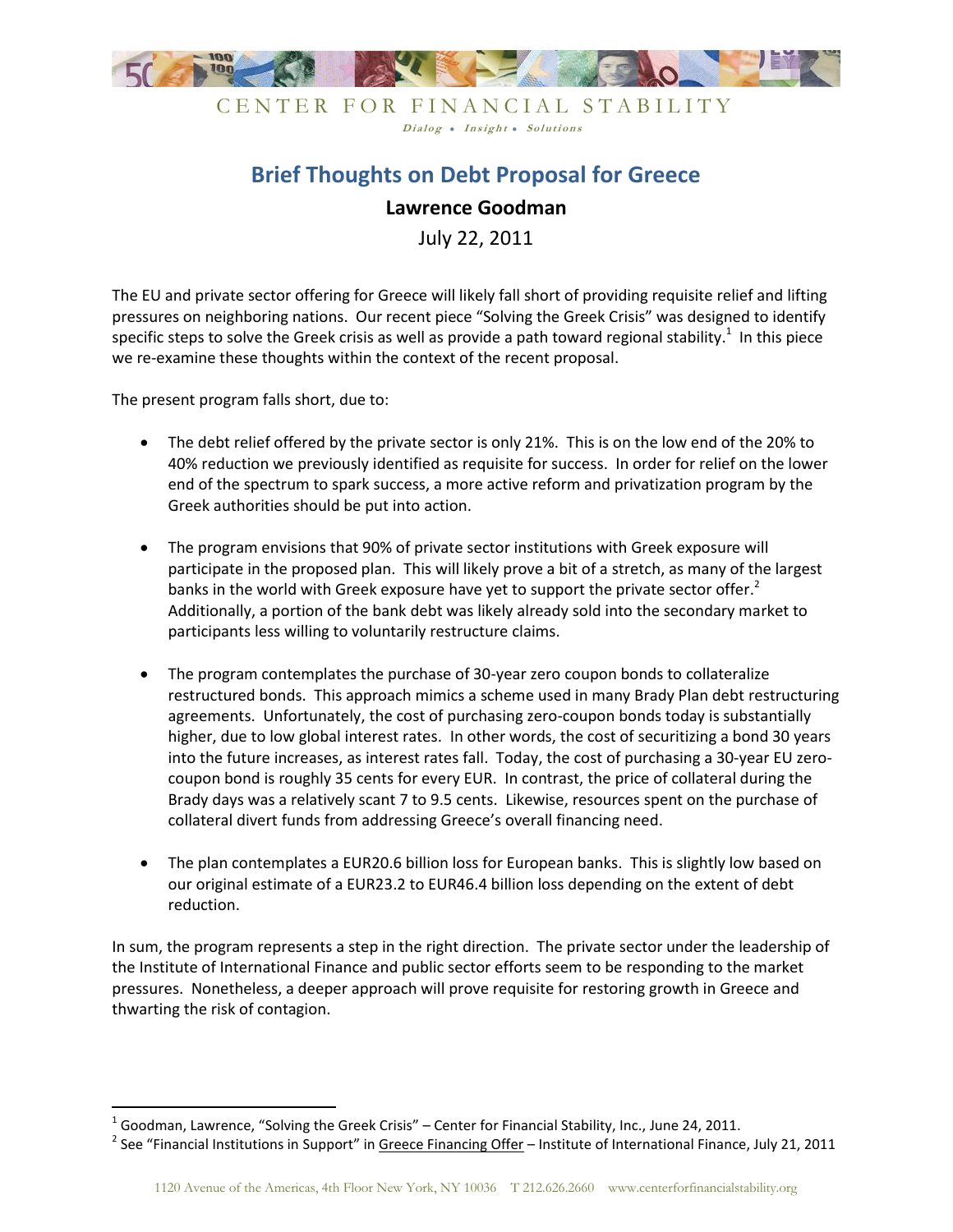CENTER FOR FINANCIAL STABILITY

*Dialog • Insight • Solutions*

# Brief Thoughts on Debt Proposal for Greece

**Lawrence Goodman**

July 22, 2011

The EU and private sector offering for Greece will likely fall short of providing requisite relief and lifting pressures on neighboring nations. Our recent piece "Solving the Greek Crisis" was designed to identify specific steps to solve the Greek crisis as well as provide a path toward regional stability.[1] In this piece we re-examine these thoughts within the context of the recent proposal.

The present program falls short, due to:

- The debt relief offered by the private sector is only 21%. This is on the low end of the 20% to 40% reduction we previously identified as requisite for success. In order for relief on the lower end of the spectrum to spark success, a more active reform and privatization program by the Greek authorities should be put into action.

- The program envisions that 90% of private sector institutions with Greek exposure will participate in the proposed plan. This will likely prove a bit of a stretch, as many of the largest banks in the world with Greek exposure have yet to support the private sector offer.[2] Additionally, a portion of the bank debt was likely already sold into the secondary market to participants less willing to voluntarily restructure claims.

- The program contemplates the purchase of 30-year zero coupon bonds to collateralize restructured bonds. This approach mimics a scheme used in many Brady Plan debt restructuring agreements. Unfortunately, the cost of purchasing zero-coupon bonds today is substantially higher, due to low global interest rates. In other words, the cost of securitizing a bond 30 years into the future increases, as interest rates fall. Today, the cost of purchasing a 30-year EU zero-coupon bond is roughly 35 cents for every EUR. In contrast, the price of collateral during the Brady days was a relatively scant 7 to 9.5 cents. Likewise, resources spent on the purchase of collateral divert funds from addressing Greece's overall financing need.

- The plan contemplates a EUR20.6 billion loss for European banks. This is slightly low based on our original estimate of a EUR23.2 to EUR46.4 billion loss depending on the extent of debt reduction.

In sum, the program represents a step in the right direction. The private sector under the leadership of the Institute of International Finance and public sector efforts seem to be responding to the market pressures. Nonetheless, a deeper approach will prove requisite for restoring growth in Greece and thwarting the risk of contagion.

---

[1] Goodman, Lawrence, "Solving the Greek Crisis" – Center for Financial Stability, Inc., June 24, 2011.

[2] See "Financial Institutions in Support" in Greece Financing Offer – Institute of International Finance, July 21, 2011

1120 Avenue of the Americas, 4th Floor New York, NY 10036 T 212.626.2660 www.centerforfinancialstability.org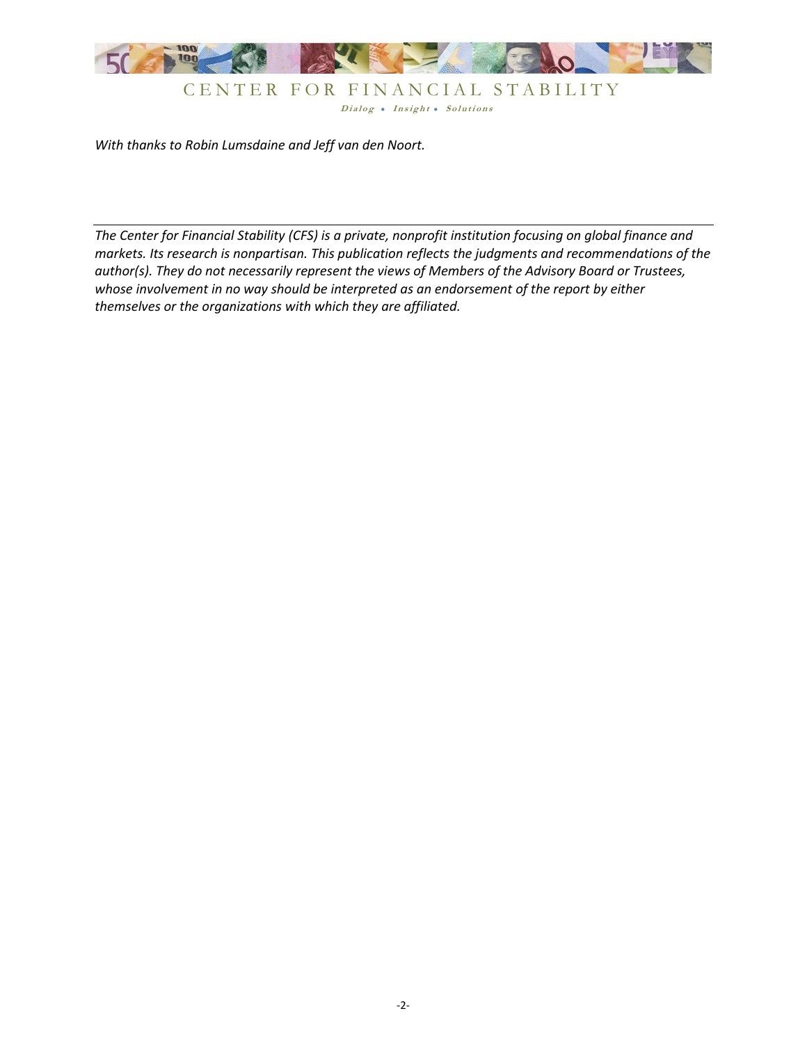*With thanks to Robin Lumsdaine and Jeff van den Noort.*

---

*The Center for Financial Stability (CFS) is a private, nonprofit institution focusing on global finance and markets. Its research is nonpartisan. This publication reflects the judgments and recommendations of the author(s). They do not necessarily represent the views of Members of the Advisory Board or Trustees, whose involvement in no way should be interpreted as an endorsement of the report by either themselves or the organizations with which they are affiliated.*